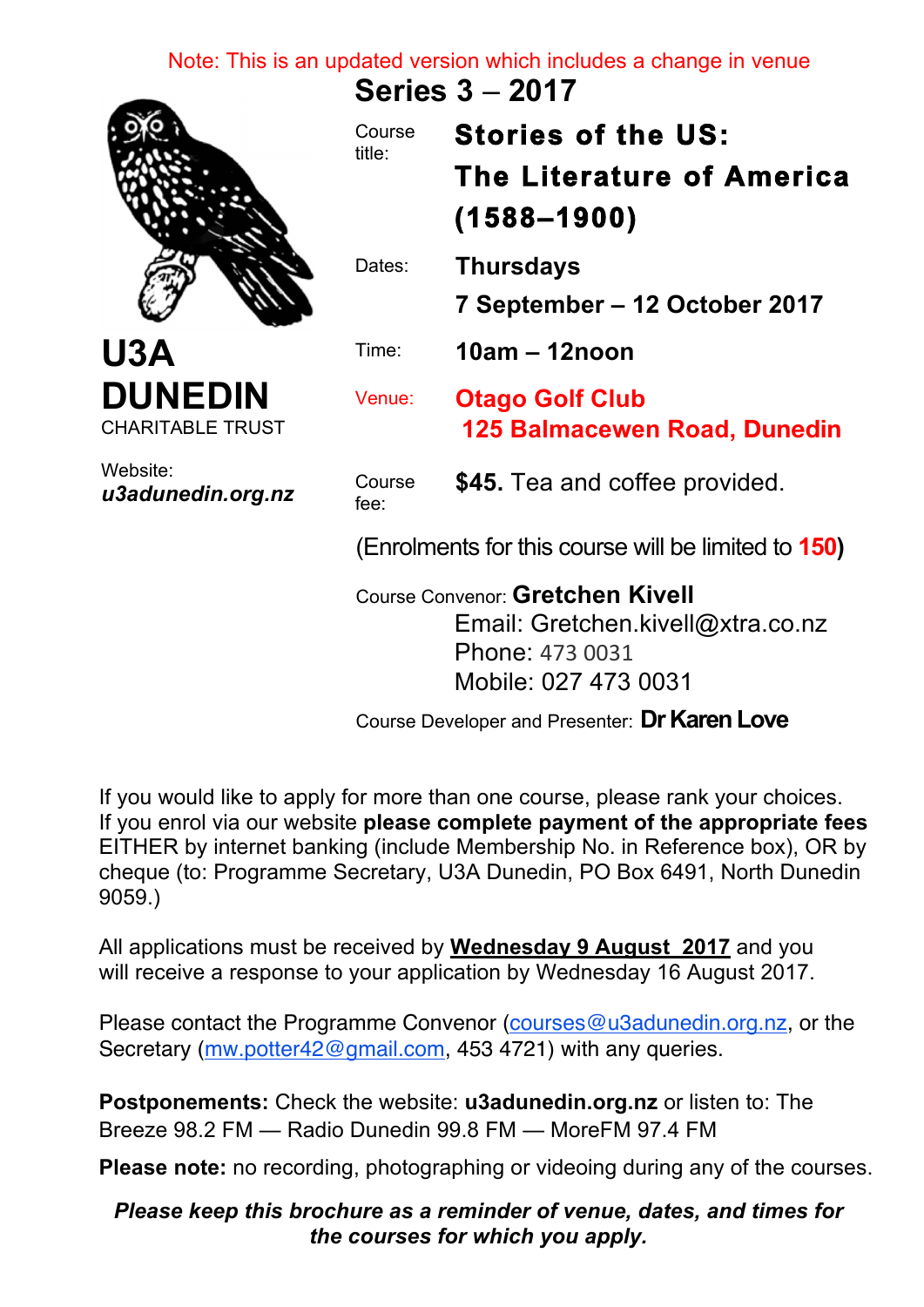Note: This is an updated version which includes a change in venue

# U3A DUNEDIN

CHARITABLE TRUST

Website:
***u3adunedin.org.nz***

## Series 3 – 2017

Course title: **Stories of the US: The Literature of America (1588–1900)**

Dates: **Thursdays**
**7 September – 12 October 2017**

Time: **10am – 12noon**

Venue: **Otago Golf Club**
**125 Balmacewen Road, Dunedin**

Course fee: **$45.** Tea and coffee provided.

(Enrolments for this course will be limited to **150**)

Course Convenor: **Gretchen Kivell**
Email: Gretchen.kivell@xtra.co.nz
Phone: 473 0031
Mobile: 027 473 0031

Course Developer and Presenter: **Dr Karen Love**

If you would like to apply for more than one course, please rank your choices. If you enrol via our website **please complete payment of the appropriate fees** EITHER by internet banking (include Membership No. in Reference box), OR by cheque (to: Programme Secretary, U3A Dunedin, PO Box 6491, North Dunedin 9059.)

All applications must be received by **Wednesday 9 August 2017** and you will receive a response to your application by Wednesday 16 August 2017.

Please contact the Programme Convenor (courses@u3adunedin.org.nz, or the Secretary (mw.potter42@gmail.com, 453 4721) with any queries.

**Postponements:** Check the website: **u3adunedin.org.nz** or listen to: The Breeze 98.2 FM — Radio Dunedin 99.8 FM — MoreFM 97.4 FM

**Please note:** no recording, photographing or videoing during any of the courses.

***Please keep this brochure as a reminder of venue, dates, and times for the courses for which you apply.***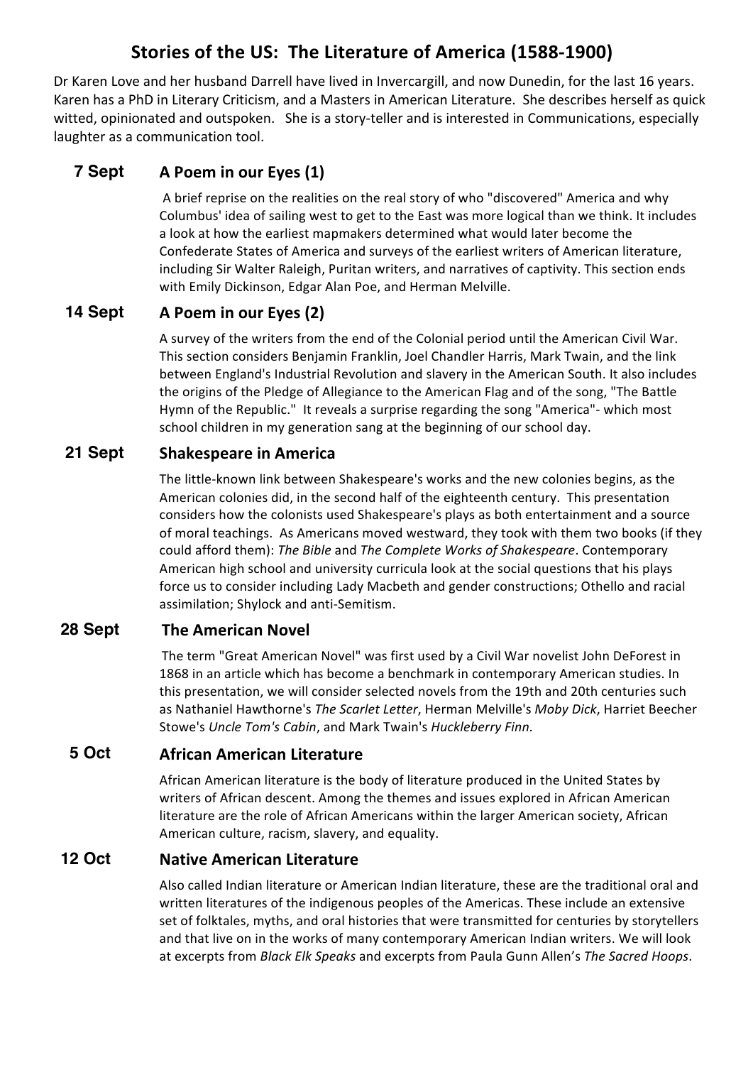# Stories of the US: The Literature of America (1588-1900)

Dr Karen Love and her husband Darrell have lived in Invercargill, and now Dunedin, for the last 16 years. Karen has a PhD in Literary Criticism, and a Masters in American Literature. She describes herself as quick witted, opinionated and outspoken. She is a story-teller and is interested in Communications, especially laughter as a communication tool.

## 7 Sept — A Poem in our Eyes (1)

A brief reprise on the realities on the real story of who "discovered" America and why Columbus' idea of sailing west to get to the East was more logical than we think. It includes a look at how the earliest mapmakers determined what would later become the Confederate States of America and surveys of the earliest writers of American literature, including Sir Walter Raleigh, Puritan writers, and narratives of captivity. This section ends with Emily Dickinson, Edgar Alan Poe, and Herman Melville.

## 14 Sept — A Poem in our Eyes (2)

A survey of the writers from the end of the Colonial period until the American Civil War. This section considers Benjamin Franklin, Joel Chandler Harris, Mark Twain, and the link between England's Industrial Revolution and slavery in the American South. It also includes the origins of the Pledge of Allegiance to the American Flag and of the song, "The Battle Hymn of the Republic." It reveals a surprise regarding the song "America"- which most school children in my generation sang at the beginning of our school day.

## 21 Sept — Shakespeare in America

The little-known link between Shakespeare's works and the new colonies begins, as the American colonies did, in the second half of the eighteenth century. This presentation considers how the colonists used Shakespeare's plays as both entertainment and a source of moral teachings. As Americans moved westward, they took with them two books (if they could afford them): *The Bible* and *The Complete Works of Shakespeare*. Contemporary American high school and university curricula look at the social questions that his plays force us to consider including Lady Macbeth and gender constructions; Othello and racial assimilation; Shylock and anti-Semitism.

## 28 Sept — The American Novel

The term "Great American Novel" was first used by a Civil War novelist John DeForest in 1868 in an article which has become a benchmark in contemporary American studies. In this presentation, we will consider selected novels from the 19th and 20th centuries such as Nathaniel Hawthorne's *The Scarlet Letter*, Herman Melville's *Moby Dick*, Harriet Beecher Stowe's *Uncle Tom's Cabin*, and Mark Twain's *Huckleberry Finn*.

## 5 Oct — African American Literature

African American literature is the body of literature produced in the United States by writers of African descent. Among the themes and issues explored in African American literature are the role of African Americans within the larger American society, African American culture, racism, slavery, and equality.

## 12 Oct — Native American Literature

Also called Indian literature or American Indian literature, these are the traditional oral and written literatures of the indigenous peoples of the Americas. These include an extensive set of folktales, myths, and oral histories that were transmitted for centuries by storytellers and that live on in the works of many contemporary American Indian writers. We will look at excerpts from *Black Elk Speaks* and excerpts from Paula Gunn Allen's *The Sacred Hoops*.